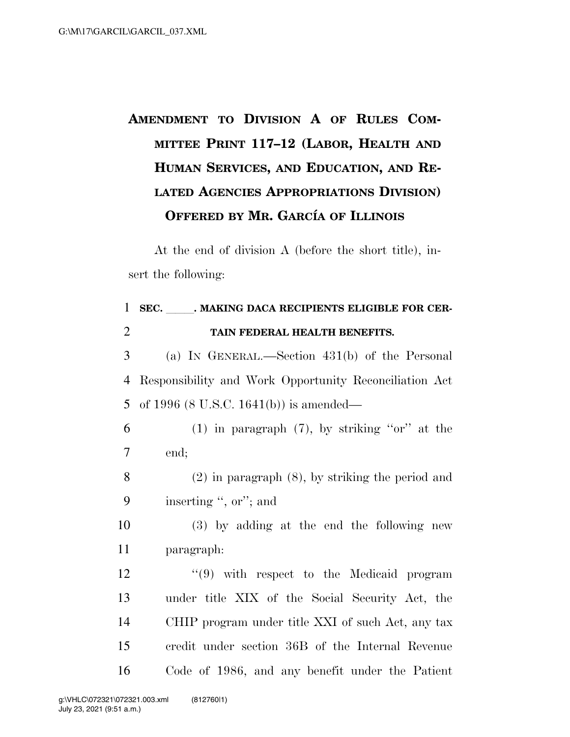# AMENDMENT TO DIVISION A OF RULES COMMITTEE PRINT 117–12 (LABOR, HEALTH AND HUMAN SERVICES, AND EDUCATION, AND RELATED AGENCIES APPROPRIATIONS DIVISION) OFFERED BY MR. GARCÍA OF ILLINOIS

At the end of division A (before the short title), insert the following:

**SEC. \_\_\_\_\_. MAKING DACA RECIPIENTS ELIGIBLE FOR CERTAIN FEDERAL HEALTH BENEFITS.**

(a) IN GENERAL.—Section 431(b) of the Personal Responsibility and Work Opportunity Reconciliation Act of 1996 (8 U.S.C. 1641(b)) is amended—

(1) in paragraph (7), by striking "or" at the end;

(2) in paragraph (8), by striking the period and inserting ", or"; and

(3) by adding at the end the following new paragraph:

"(9) with respect to the Medicaid program under title XIX of the Social Security Act, the CHIP program under title XXI of such Act, any tax credit under section 36B of the Internal Revenue Code of 1986, and any benefit under the Patient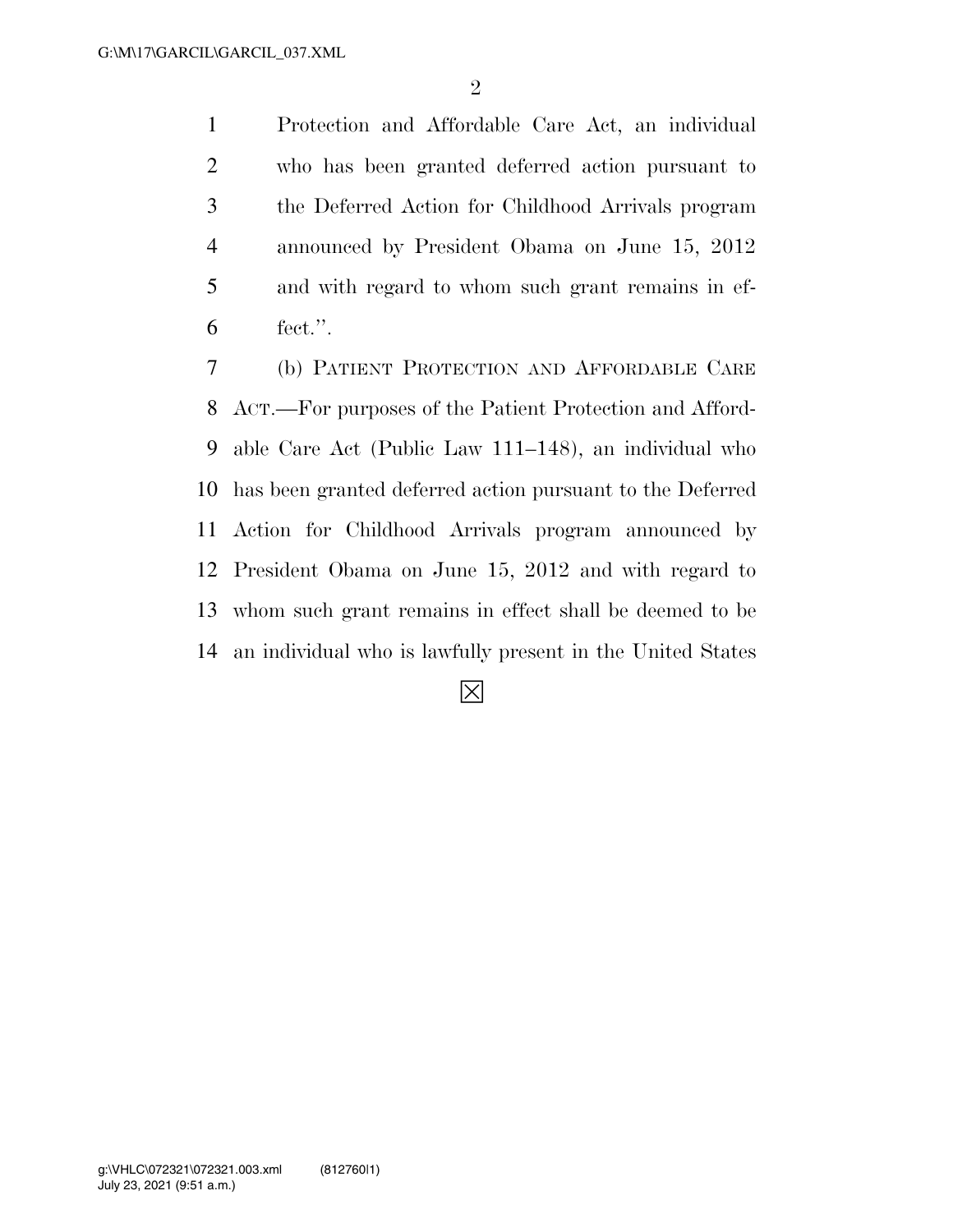Protection and Affordable Care Act, an individual who has been granted deferred action pursuant to the Deferred Action for Childhood Arrivals program announced by President Obama on June 15, 2012 and with regard to whom such grant remains in effect.''.

(b) PATIENT PROTECTION AND AFFORDABLE CARE ACT.—For purposes of the Patient Protection and Affordable Care Act (Public Law 111–148), an individual who has been granted deferred action pursuant to the Deferred Action for Childhood Arrivals program announced by President Obama on June 15, 2012 and with regard to whom such grant remains in effect shall be deemed to be an individual who is lawfully present in the United States

☒